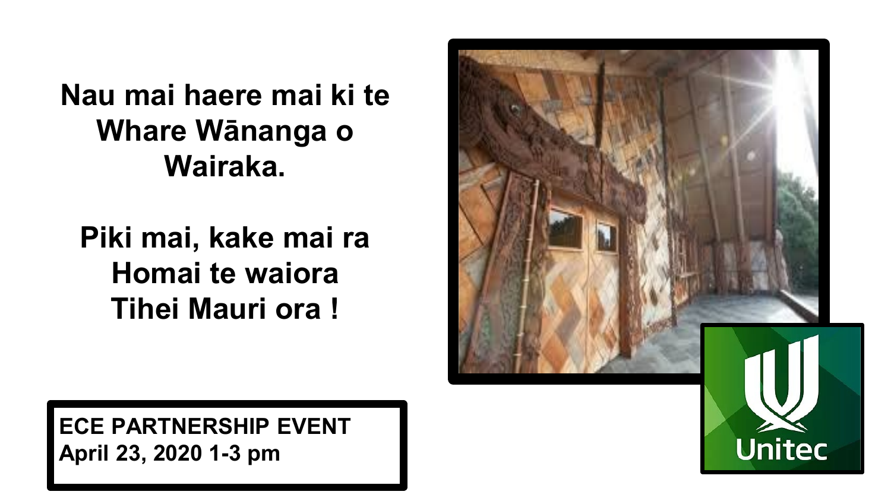**Nau mai haere mai ki te Whare Wānanga o Wairaka.**

**Piki mai, kake mai ra**
**Homai te waiora**
**Tihei Mauri ora !**

**ECE PARTNERSHIP EVENT**
**April 23, 2020 1-3 pm**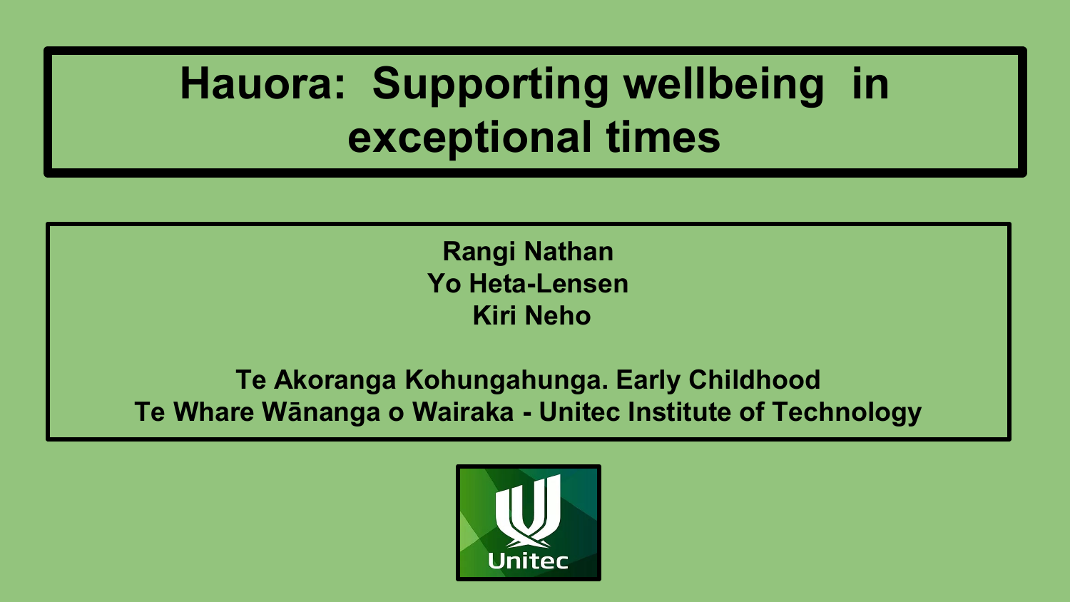# Hauora: Supporting wellbeing in exceptional times

**Rangi Nathan**
**Yo Heta-Lensen**
**Kiri Neho**

**Te Akoranga Kohungahunga. Early Childhood**
**Te Whare Wānanga o Wairaka - Unitec Institute of Technology**

Unitec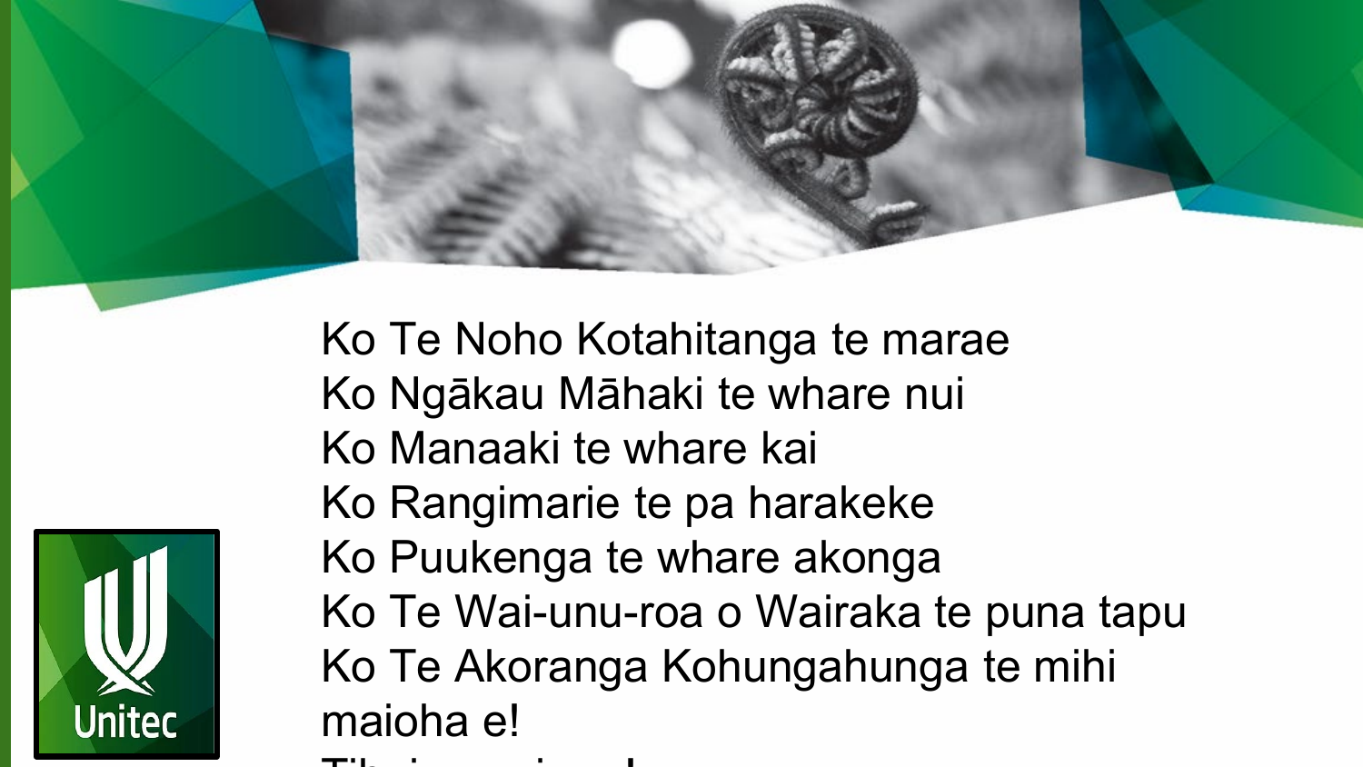Ko Te Noho Kotahitanga te marae
Ko Ngākau Māhaki te whare nui
Ko Manaaki te whare kai
Ko Rangimarie te pa harakeke
Ko Puukenga te whare akonga
Ko Te Wai-unu-roa o Wairaka te puna tapu
Ko Te Akoranga Kohungahunga te mihi maioha e!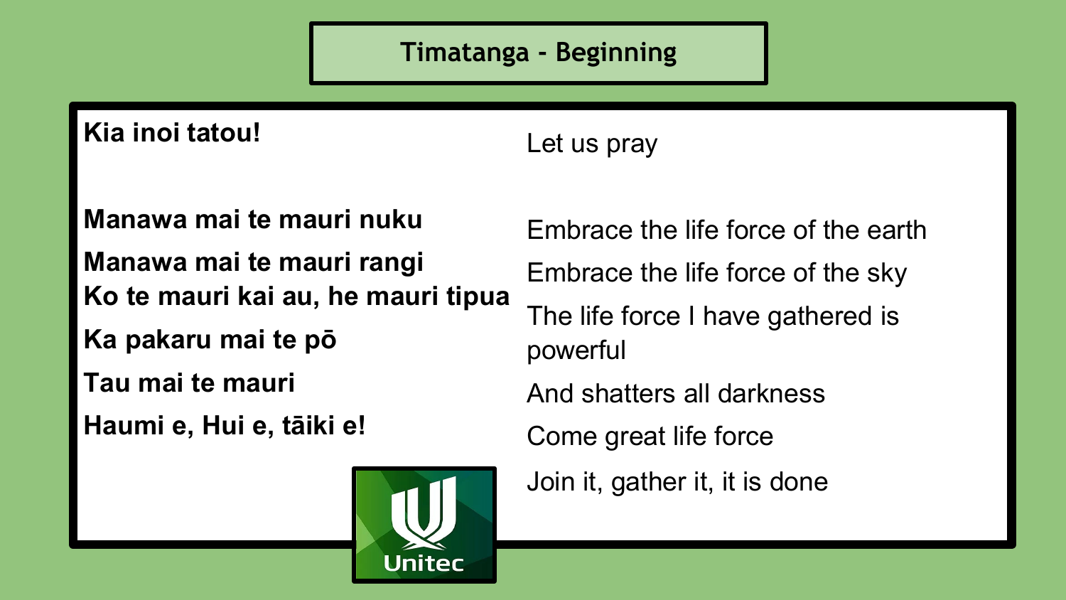## Timatanga - Beginning

| | |
|---|---|
| **Kia inoi tatou!** | Let us pray |
| **Manawa mai te mauri nuku** | Embrace the life force of the earth |
| **Manawa mai te mauri rangi** | Embrace the life force of the sky |
| **Ko te mauri kai au, he mauri tipua** | The life force I have gathered is powerful |
| **Ka pakaru mai te pō** | And shatters all darkness |
| **Tau mai te mauri** | Come great life force |
| **Haumi e, Hui e, tāiki e!** | Join it, gather it, it is done |

Unitec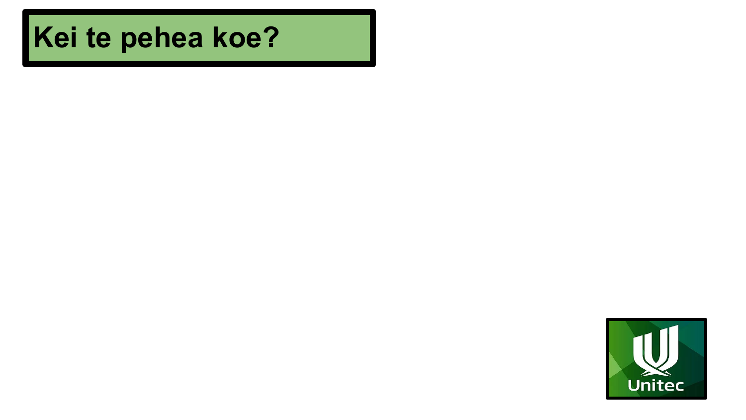# Kei te pehea koe?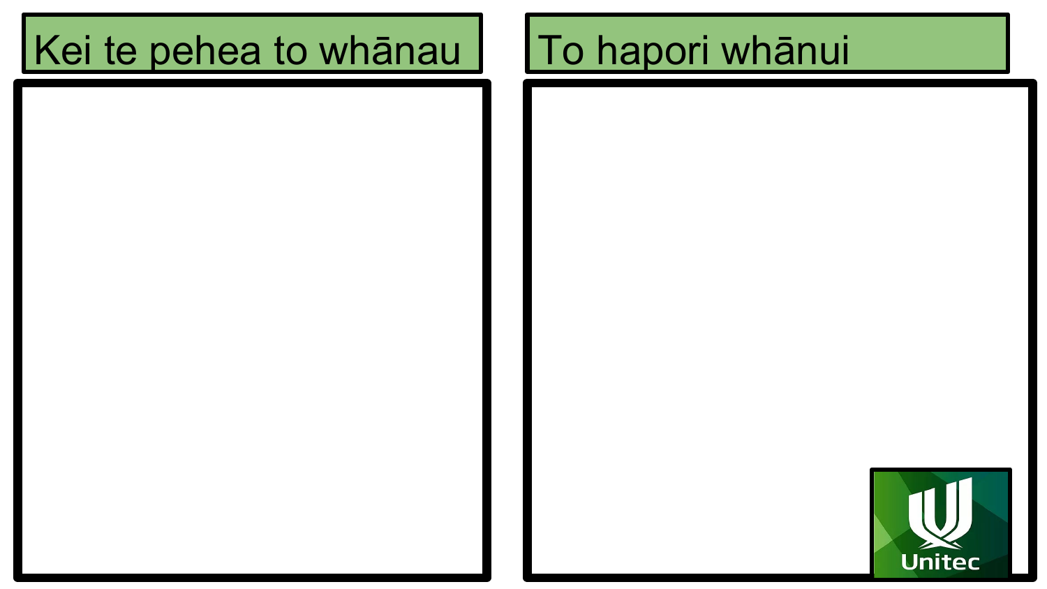## Kei te pehea to whānau

## To hapori whānui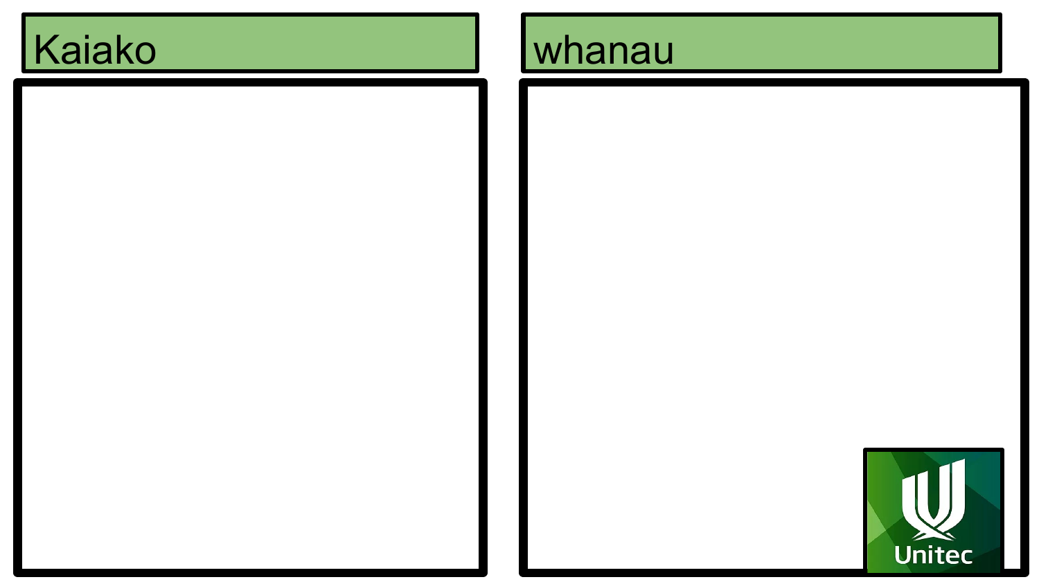Kaiako

whanau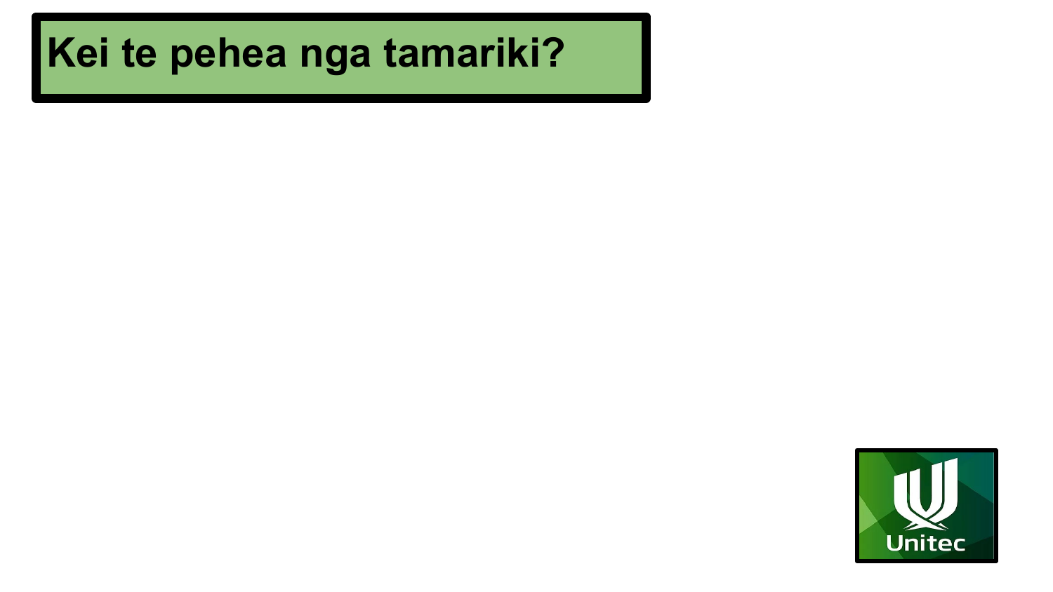# Kei te pehea nga tamariki?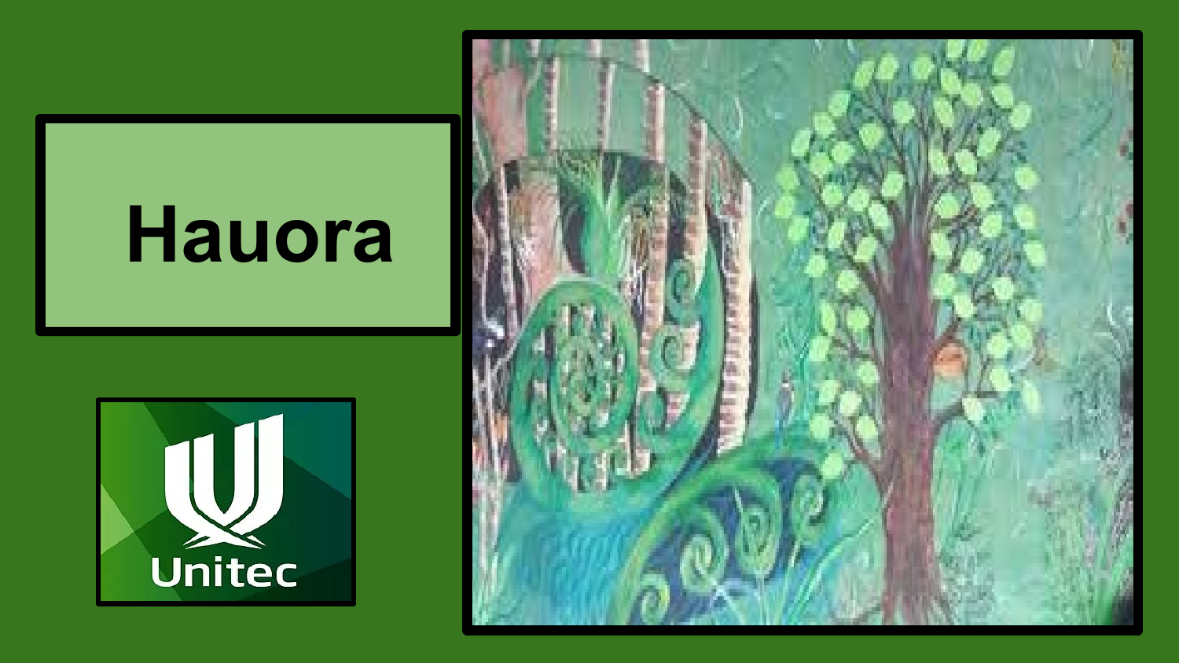# Hauora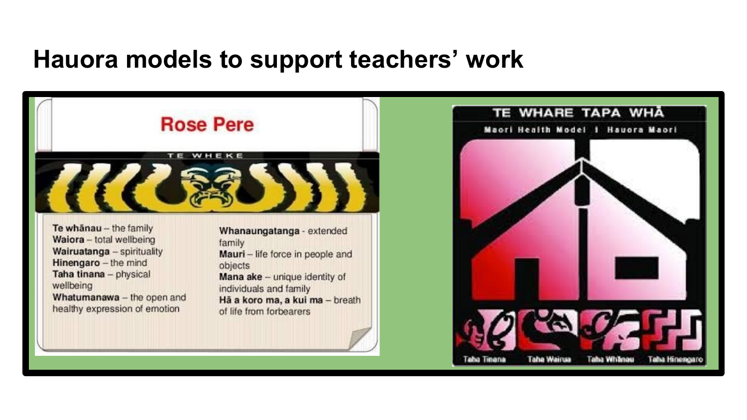# Hauora models to support teachers' work

## Rose Pere

TE WHEKE

**Te whānau** – the family
**Waiora** – total wellbeing
**Wairuatanga** – spirituality
**Hinengaro** – the mind
**Taha tinana** – physical wellbeing
**Whatumanawa** – the open and healthy expression of emotion

**Whanaungatanga** - extended family
**Mauri** – life force in people and objects
**Mana ake** – unique identity of individuals and family
**Hā a koro ma, a kui ma** – breath of life from forbearers

## TE WHARE TAPA WHĀ

Maori Health Model | Hauora Maori

Taha Tinana    Taha Wairua    Taha Whānau    Taha Hinengaro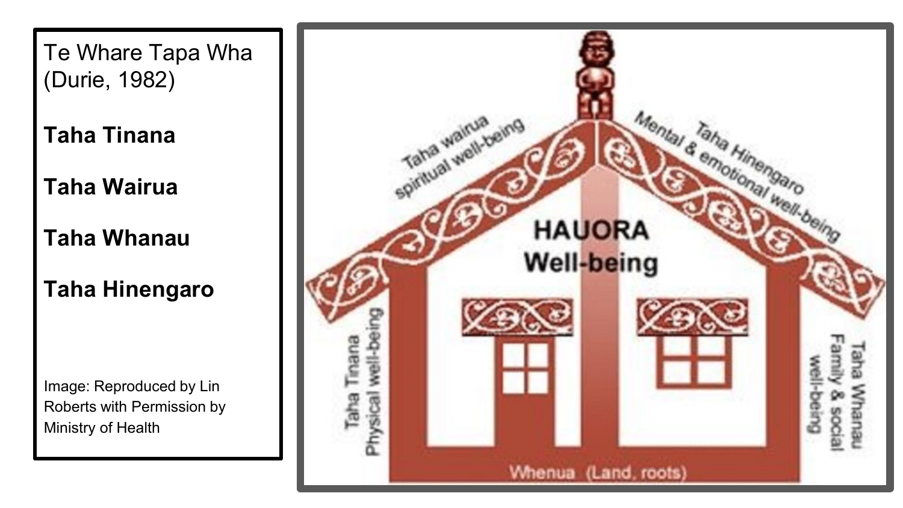Te Whare Tapa Wha (Durie, 1982)

**Taha Tinana**

**Taha Wairua**

**Taha Whanau**

**Taha Hinengaro**

Image: Reproduced by Lin Roberts with Permission by Ministry of Health

HAUORA Well-being

Taha wairua spiritual well-being

Taha Hinengaro Mental & emotional well-being

Taha Tinana Physical well-being

Taha Whanau Family & social well-being

Whenua (Land, roots)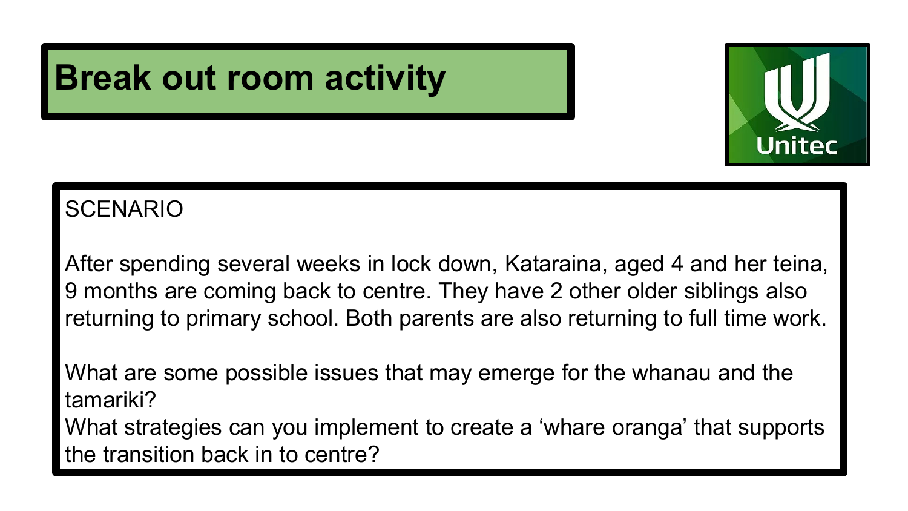# Break out room activity

SCENARIO

After spending several weeks in lock down, Kataraina, aged 4 and her teina, 9 months are coming back to centre. They have 2 other older siblings also returning to primary school. Both parents are also returning to full time work.

What are some possible issues that may emerge for the whanau and the tamariki?

What strategies can you implement to create a 'whare oranga' that supports the transition back in to centre?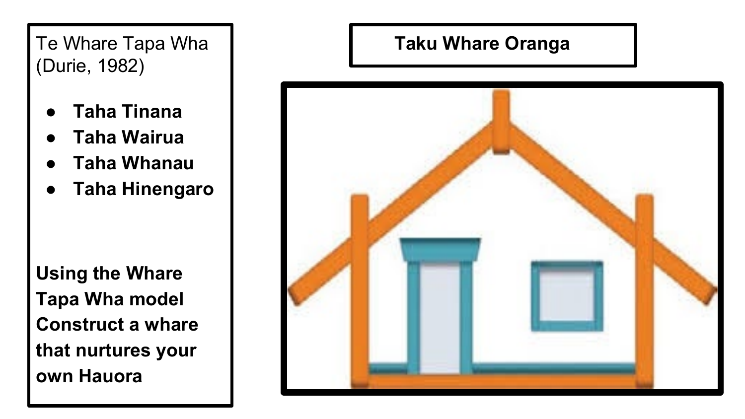Te Whare Tapa Wha (Durie, 1982)

- **Taha Tinana**
- **Taha Wairua**
- **Taha Whanau**
- **Taha Hinengaro**

**Using the Whare Tapa Wha model Construct a whare that nurtures your own Hauora**

**Taku Whare Oranga**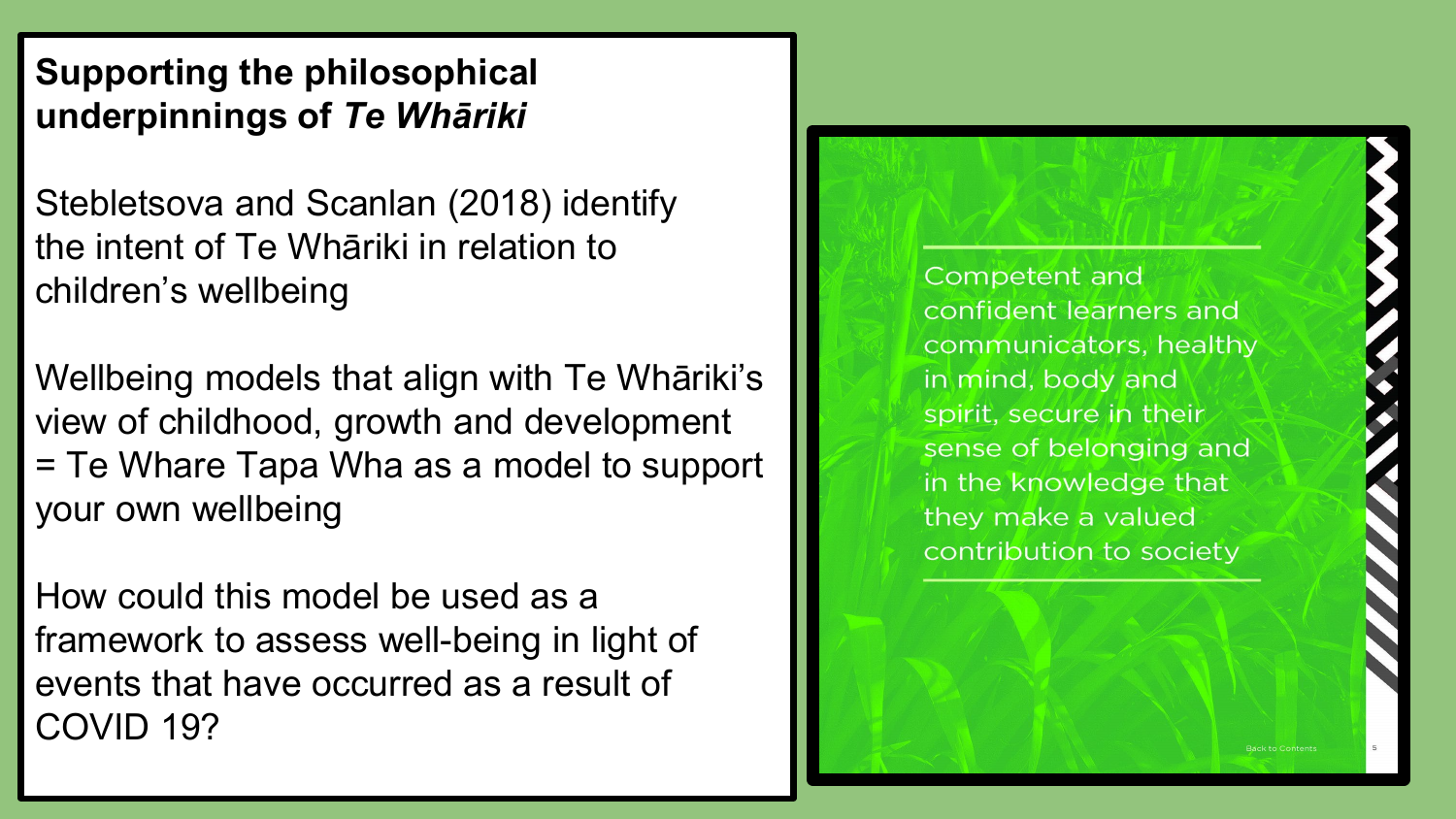## Supporting the philosophical underpinnings of *Te Whāriki*

Stebletsova and Scanlan (2018) identify the intent of Te Whāriki in relation to children's wellbeing

Wellbeing models that align with Te Whāriki's view of childhood, growth and development = Te Whare Tapa Wha as a model to support your own wellbeing

How could this model be used as a framework to assess well-being in light of events that have occurred as a result of COVID 19?

Competent and confident learners and communicators, healthy in mind, body and spirit, secure in their sense of belonging and in the knowledge that they make a valued contribution to society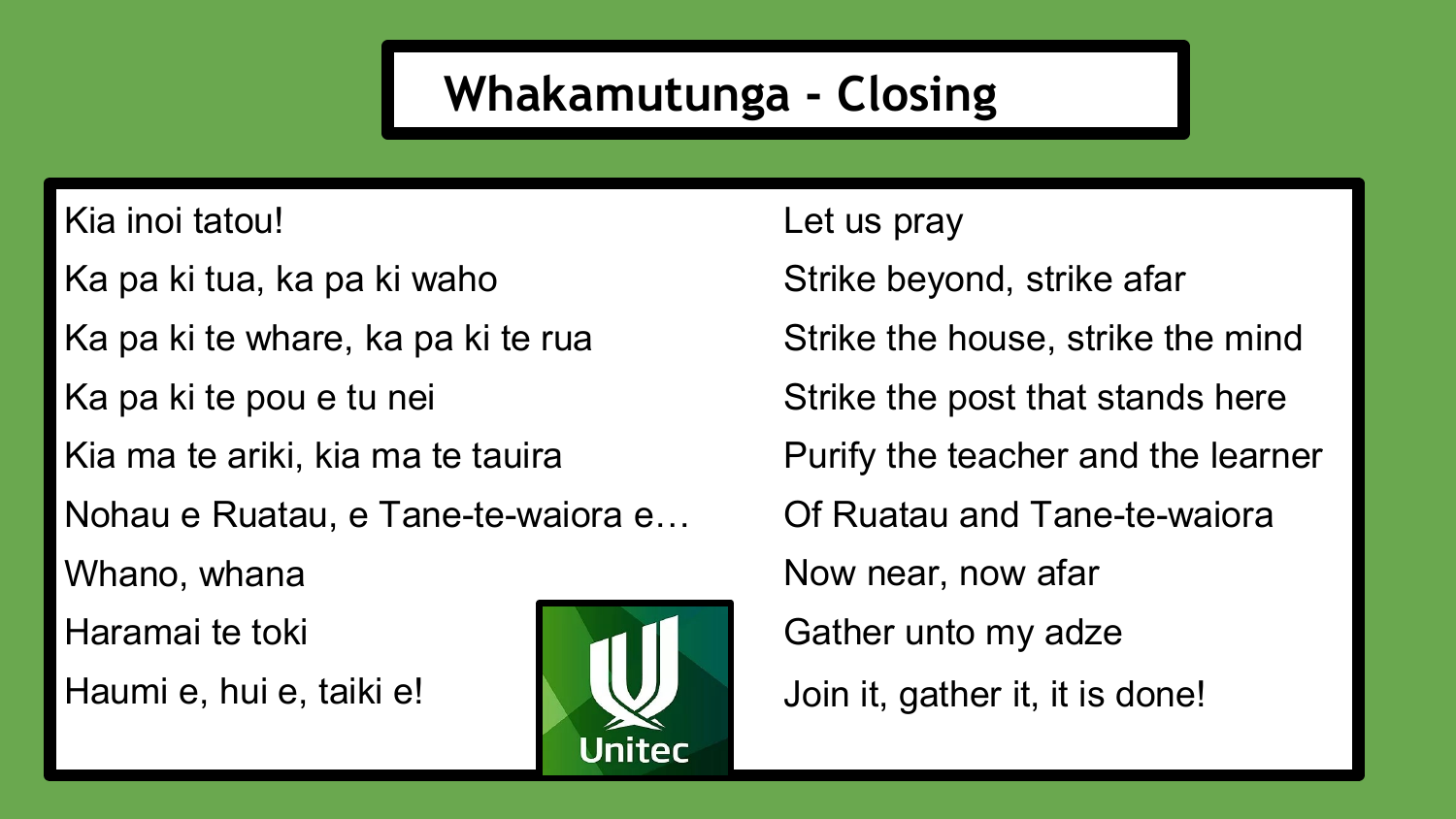# Whakamutunga - Closing

| | |
|---|---|
| Kia inoi tatou! | Let us pray |
| Ka pa ki tua, ka pa ki waho | Strike beyond, strike afar |
| Ka pa ki te whare, ka pa ki te rua | Strike the house, strike the mind |
| Ka pa ki te pou e tu nei | Strike the post that stands here |
| Kia ma te ariki, kia ma te tauira | Purify the teacher and the learner |
| Nohau e Ruatau, e Tane-te-waiora e… | Of Ruatau and Tane-te-waiora |
| Whano, whana | Now near, now afar |
| Haramai te toki | Gather unto my adze |
| Haumi e, hui e, taiki e! | Join it, gather it, it is done! |

Unitec